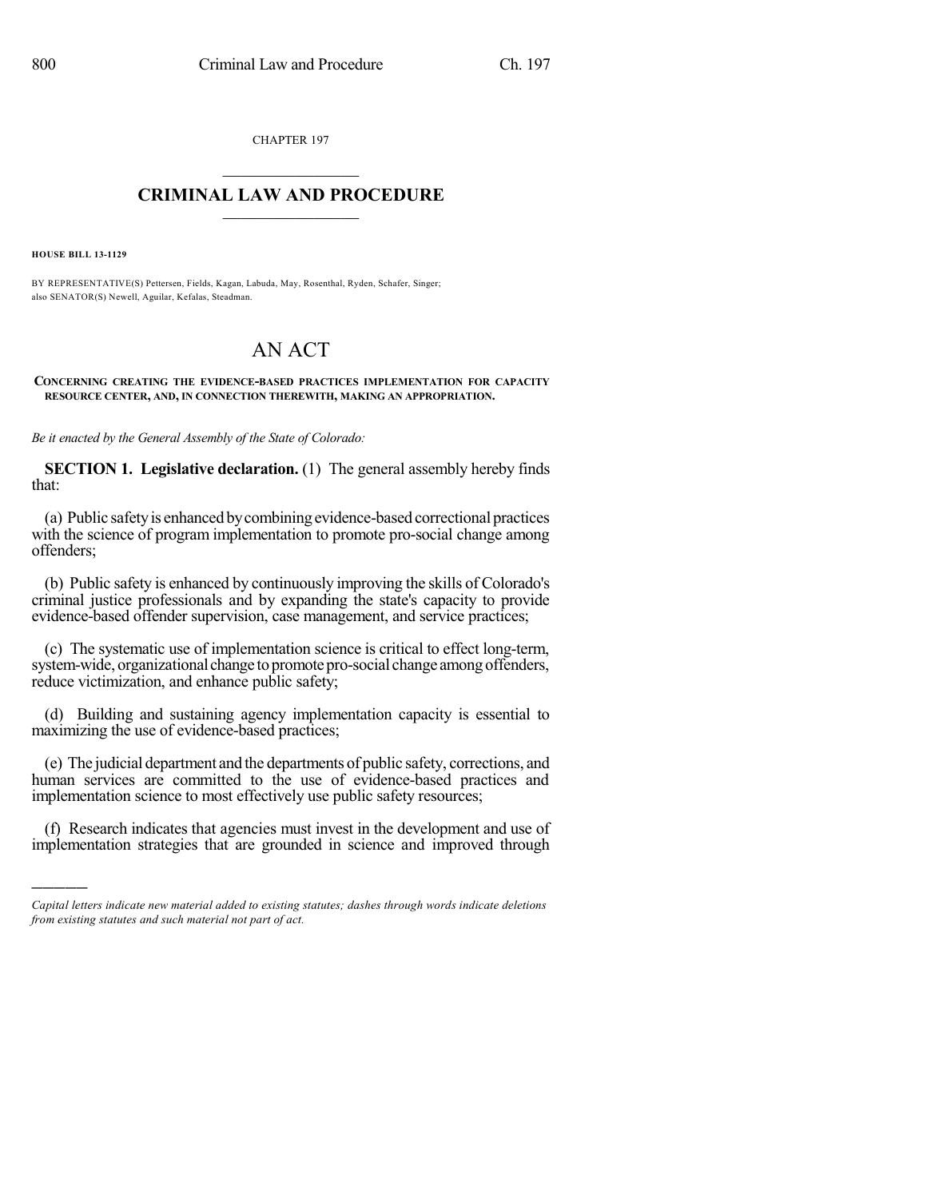CHAPTER 197

# CRIMINAL LAW AND PROCEDURE

**HOUSE BILL 13-1129**

BY REPRESENTATIVE(S) Pettersen, Fields, Kagan, Labuda, May, Rosenthal, Ryden, Schafer, Singer; also SENATOR(S) Newell, Aguilar, Kefalas, Steadman.

# AN ACT

**CONCERNING CREATING THE EVIDENCE-BASED PRACTICES IMPLEMENTATION FOR CAPACITY RESOURCE CENTER, AND, IN CONNECTION THEREWITH, MAKING AN APPROPRIATION.**

*Be it enacted by the General Assembly of the State of Colorado:*

**SECTION 1. Legislative declaration.** (1) The general assembly hereby finds that:

(a) Public safety is enhanced by combining evidence-based correctional practices with the science of program implementation to promote pro-social change among offenders;

(b) Public safety is enhanced by continuously improving the skills of Colorado's criminal justice professionals and by expanding the state's capacity to provide evidence-based offender supervision, case management, and service practices;

(c) The systematic use of implementation science is critical to effect long-term, system-wide, organizational change to promote pro-social change among offenders, reduce victimization, and enhance public safety;

(d) Building and sustaining agency implementation capacity is essential to maximizing the use of evidence-based practices;

(e) The judicial department and the departments of public safety, corrections, and human services are committed to the use of evidence-based practices and implementation science to most effectively use public safety resources;

(f) Research indicates that agencies must invest in the development and use of implementation strategies that are grounded in science and improved through

*Capital letters indicate new material added to existing statutes; dashes through words indicate deletions from existing statutes and such material not part of act.*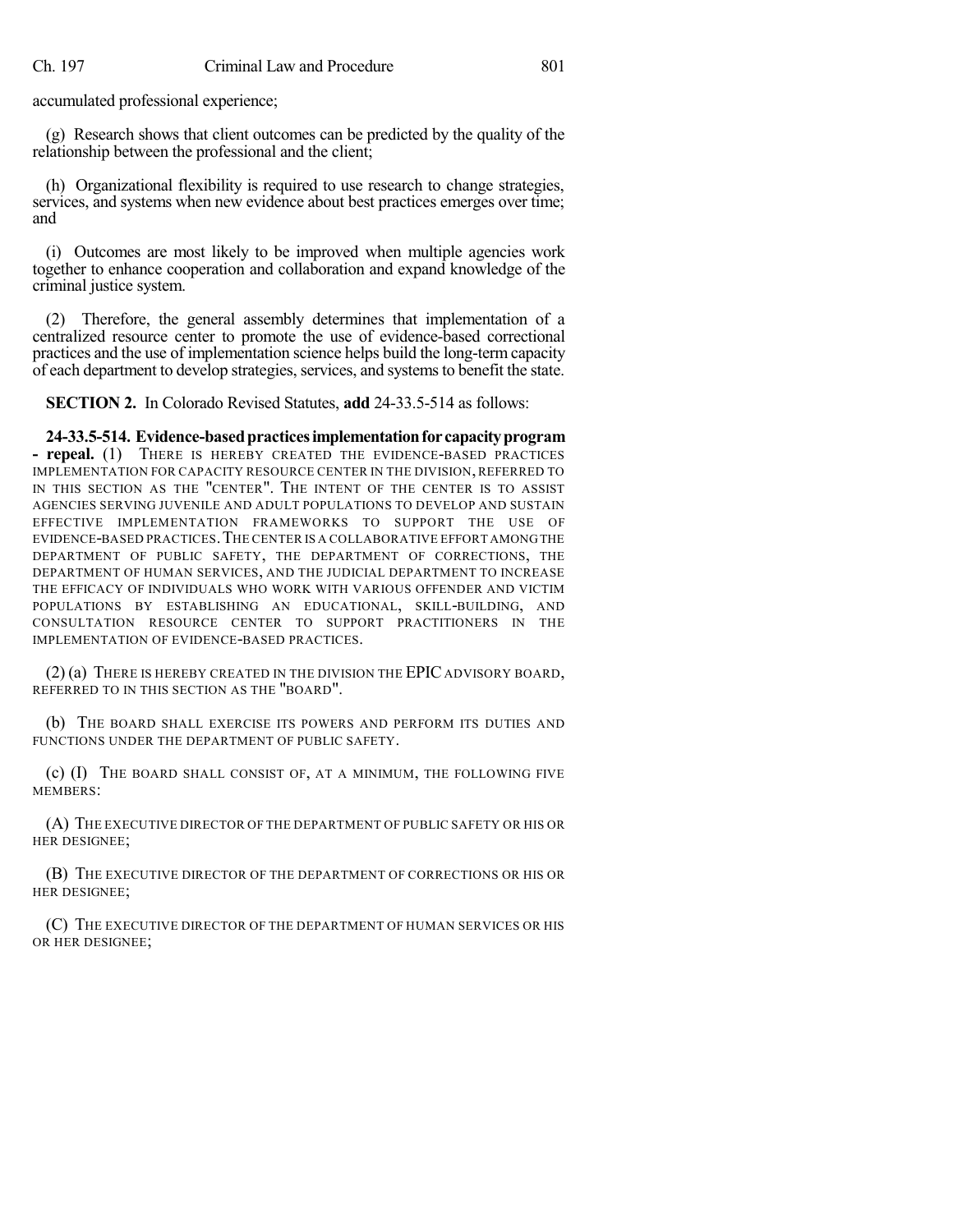accumulated professional experience;

(g) Research shows that client outcomes can be predicted by the quality of the relationship between the professional and the client;

(h) Organizational flexibility is required to use research to change strategies, services, and systems when new evidence about best practices emerges over time; and

(i) Outcomes are most likely to be improved when multiple agencies work together to enhance cooperation and collaboration and expand knowledge of the criminal justice system.

(2) Therefore, the general assembly determines that implementation of a centralized resource center to promote the use of evidence-based correctional practices and the use of implementation science helps build the long-term capacity of each department to develop strategies, services, and systems to benefit the state.

**SECTION 2.** In Colorado Revised Statutes, **add** 24-33.5-514 as follows:

**24-33.5-514. Evidence-based practices implementation for capacity program - repeal.** (1) THERE IS HEREBY CREATED THE EVIDENCE-BASED PRACTICES IMPLEMENTATION FOR CAPACITY RESOURCE CENTER IN THE DIVISION, REFERRED TO IN THIS SECTION AS THE "CENTER". THE INTENT OF THE CENTER IS TO ASSIST AGENCIES SERVING JUVENILE AND ADULT POPULATIONS TO DEVELOP AND SUSTAIN EFFECTIVE IMPLEMENTATION FRAMEWORKS TO SUPPORT THE USE OF EVIDENCE-BASED PRACTICES. THE CENTER IS A COLLABORATIVE EFFORT AMONG THE DEPARTMENT OF PUBLIC SAFETY, THE DEPARTMENT OF CORRECTIONS, THE DEPARTMENT OF HUMAN SERVICES, AND THE JUDICIAL DEPARTMENT TO INCREASE THE EFFICACY OF INDIVIDUALS WHO WORK WITH VARIOUS OFFENDER AND VICTIM POPULATIONS BY ESTABLISHING AN EDUCATIONAL, SKILL-BUILDING, AND CONSULTATION RESOURCE CENTER TO SUPPORT PRACTITIONERS IN THE IMPLEMENTATION OF EVIDENCE-BASED PRACTICES.

(2) (a) THERE IS HEREBY CREATED IN THE DIVISION THE EPIC ADVISORY BOARD, REFERRED TO IN THIS SECTION AS THE "BOARD".

(b) THE BOARD SHALL EXERCISE ITS POWERS AND PERFORM ITS DUTIES AND FUNCTIONS UNDER THE DEPARTMENT OF PUBLIC SAFETY.

(c) (I) THE BOARD SHALL CONSIST OF, AT A MINIMUM, THE FOLLOWING FIVE MEMBERS:

(A) THE EXECUTIVE DIRECTOR OF THE DEPARTMENT OF PUBLIC SAFETY OR HIS OR HER DESIGNEE;

(B) THE EXECUTIVE DIRECTOR OF THE DEPARTMENT OF CORRECTIONS OR HIS OR HER DESIGNEE;

(C) THE EXECUTIVE DIRECTOR OF THE DEPARTMENT OF HUMAN SERVICES OR HIS OR HER DESIGNEE;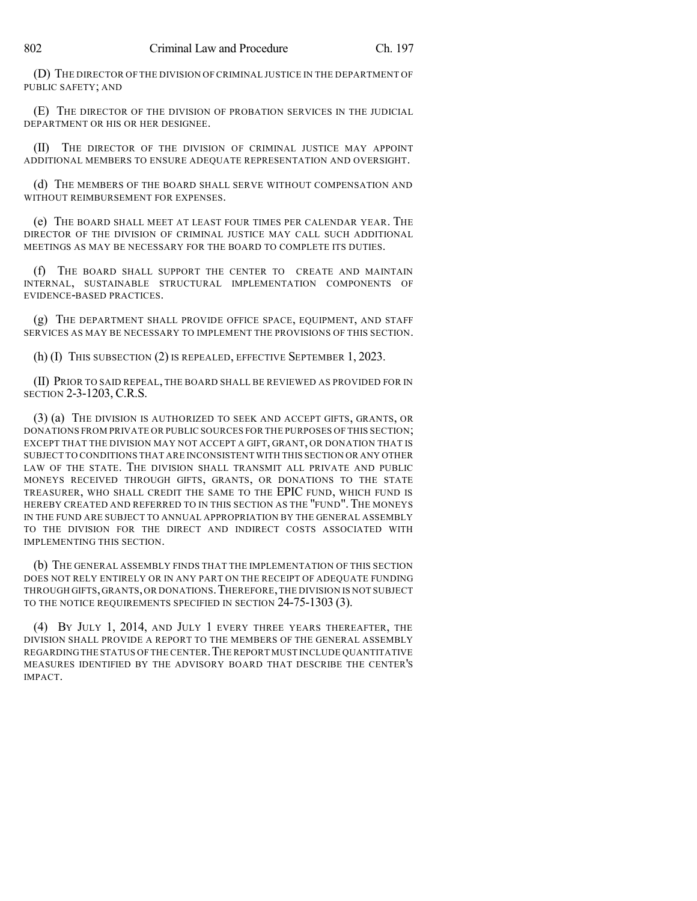(D) THE DIRECTOR OF THE DIVISION OF CRIMINAL JUSTICE IN THE DEPARTMENT OF PUBLIC SAFETY; AND

(E) THE DIRECTOR OF THE DIVISION OF PROBATION SERVICES IN THE JUDICIAL DEPARTMENT OR HIS OR HER DESIGNEE.

(II) THE DIRECTOR OF THE DIVISION OF CRIMINAL JUSTICE MAY APPOINT ADDITIONAL MEMBERS TO ENSURE ADEQUATE REPRESENTATION AND OVERSIGHT.

(d) THE MEMBERS OF THE BOARD SHALL SERVE WITHOUT COMPENSATION AND WITHOUT REIMBURSEMENT FOR EXPENSES.

(e) THE BOARD SHALL MEET AT LEAST FOUR TIMES PER CALENDAR YEAR. THE DIRECTOR OF THE DIVISION OF CRIMINAL JUSTICE MAY CALL SUCH ADDITIONAL MEETINGS AS MAY BE NECESSARY FOR THE BOARD TO COMPLETE ITS DUTIES.

(f) THE BOARD SHALL SUPPORT THE CENTER TO CREATE AND MAINTAIN INTERNAL, SUSTAINABLE STRUCTURAL IMPLEMENTATION COMPONENTS OF EVIDENCE-BASED PRACTICES.

(g) THE DEPARTMENT SHALL PROVIDE OFFICE SPACE, EQUIPMENT, AND STAFF SERVICES AS MAY BE NECESSARY TO IMPLEMENT THE PROVISIONS OF THIS SECTION.

(h) (I) THIS SUBSECTION (2) IS REPEALED, EFFECTIVE SEPTEMBER 1, 2023.

(II) PRIOR TO SAID REPEAL, THE BOARD SHALL BE REVIEWED AS PROVIDED FOR IN SECTION 2-3-1203, C.R.S.

(3) (a) THE DIVISION IS AUTHORIZED TO SEEK AND ACCEPT GIFTS, GRANTS, OR DONATIONS FROM PRIVATE OR PUBLIC SOURCES FOR THE PURPOSES OF THIS SECTION; EXCEPT THAT THE DIVISION MAY NOT ACCEPT A GIFT, GRANT, OR DONATION THAT IS SUBJECT TO CONDITIONS THAT ARE INCONSISTENT WITH THIS SECTION OR ANY OTHER LAW OF THE STATE. THE DIVISION SHALL TRANSMIT ALL PRIVATE AND PUBLIC MONEYS RECEIVED THROUGH GIFTS, GRANTS, OR DONATIONS TO THE STATE TREASURER, WHO SHALL CREDIT THE SAME TO THE EPIC FUND, WHICH FUND IS HEREBY CREATED AND REFERRED TO IN THIS SECTION AS THE "FUND". THE MONEYS IN THE FUND ARE SUBJECT TO ANNUAL APPROPRIATION BY THE GENERAL ASSEMBLY TO THE DIVISION FOR THE DIRECT AND INDIRECT COSTS ASSOCIATED WITH IMPLEMENTING THIS SECTION.

(b) THE GENERAL ASSEMBLY FINDS THAT THE IMPLEMENTATION OF THIS SECTION DOES NOT RELY ENTIRELY OR IN ANY PART ON THE RECEIPT OF ADEQUATE FUNDING THROUGH GIFTS, GRANTS, OR DONATIONS. THEREFORE, THE DIVISION IS NOT SUBJECT TO THE NOTICE REQUIREMENTS SPECIFIED IN SECTION 24-75-1303 (3).

(4) BY JULY 1, 2014, AND JULY 1 EVERY THREE YEARS THEREAFTER, THE DIVISION SHALL PROVIDE A REPORT TO THE MEMBERS OF THE GENERAL ASSEMBLY REGARDING THE STATUS OF THE CENTER. THE REPORT MUST INCLUDE QUANTITATIVE MEASURES IDENTIFIED BY THE ADVISORY BOARD THAT DESCRIBE THE CENTER'S IMPACT.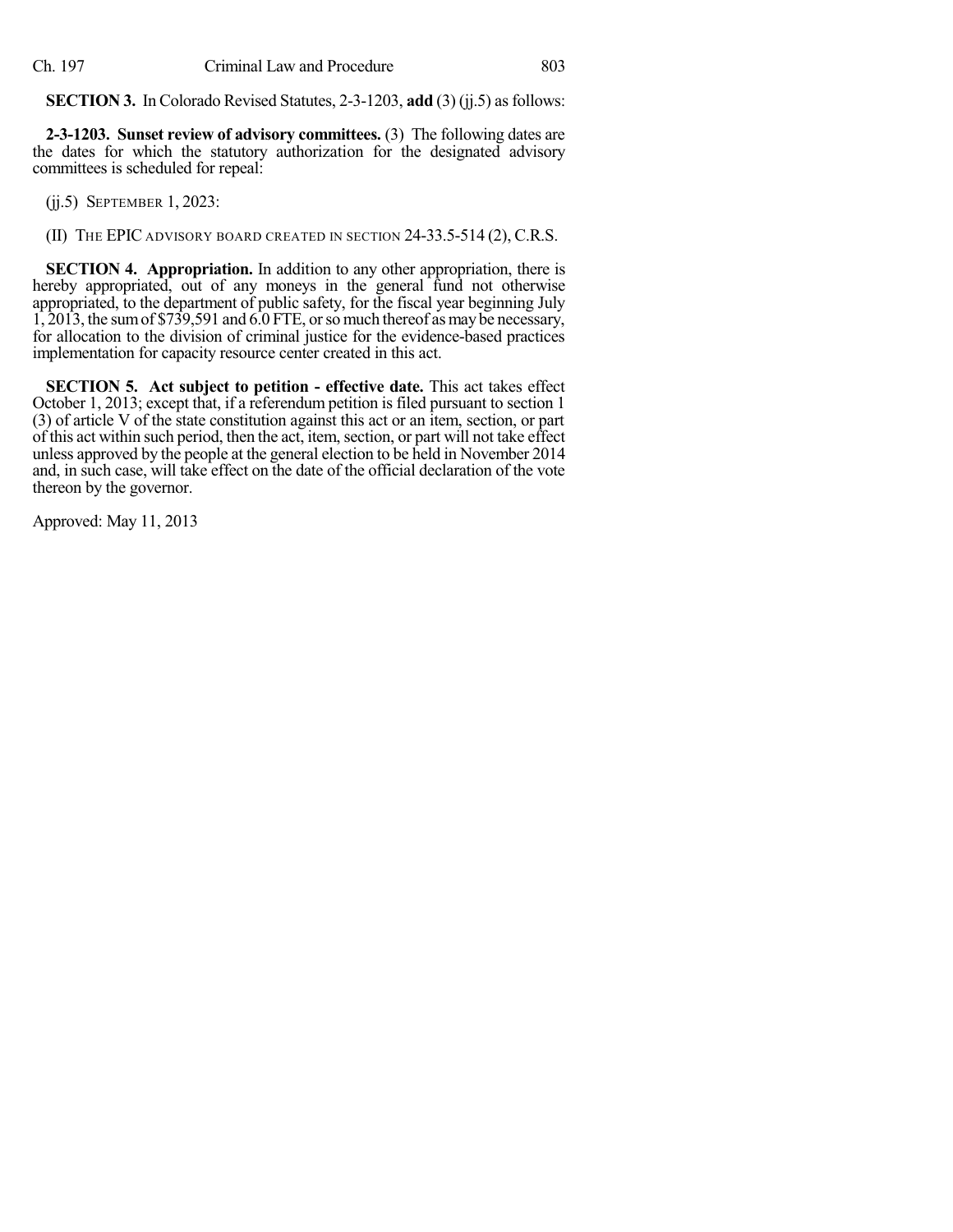**SECTION 3.** In Colorado Revised Statutes, 2-3-1203, **add** (3) (jj.5) as follows:

**2-3-1203. Sunset review of advisory committees.** (3) The following dates are the dates for which the statutory authorization for the designated advisory committees is scheduled for repeal:

(jj.5) SEPTEMBER 1, 2023:

(II) THE EPIC ADVISORY BOARD CREATED IN SECTION 24-33.5-514 (2), C.R.S.

**SECTION 4. Appropriation.** In addition to any other appropriation, there is hereby appropriated, out of any moneys in the general fund not otherwise appropriated, to the department of public safety, for the fiscal year beginning July 1, 2013, the sum of $739,591 and 6.0 FTE, or so much thereof as may be necessary, for allocation to the division of criminal justice for the evidence-based practices implementation for capacity resource center created in this act.

**SECTION 5. Act subject to petition - effective date.** This act takes effect October 1, 2013; except that, if a referendum petition is filed pursuant to section 1 (3) of article V of the state constitution against this act or an item, section, or part of this act within such period, then the act, item, section, or part will not take effect unless approved by the people at the general election to be held in November 2014 and, in such case, will take effect on the date of the official declaration of the vote thereon by the governor.

Approved: May 11, 2013